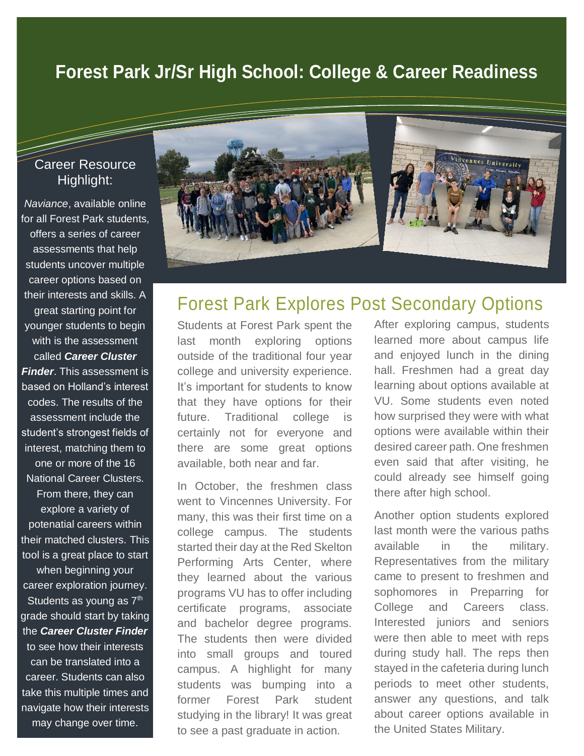# Forest Park Jr/Sr High School: College & Career Readiness

## Career Resource Highlight:

*Naviance*, available online for all Forest Park students, offers a series of career assessments that help students uncover multiple career options based on their interests and skills. A great starting point for younger students to begin with is the assessment called ***Career Cluster Finder***. This assessment is based on Holland's interest codes. The results of the assessment include the student's strongest fields of interest, matching them to one or more of the 16 National Career Clusters. From there, they can explore a variety of potenatial careers within their matched clusters. This tool is a great place to start when beginning your career exploration journey. Students as young as 7th grade should start by taking the ***Career Cluster Finder*** to see how their interests can be translated into a career. Students can also take this multiple times and navigate how their interests may change over time.

## Forest Park Explores Post Secondary Options

Students at Forest Park spent the last month exploring options outside of the traditional four year college and university experience. It's important for students to know that they have options for their future. Traditional college is certainly not for everyone and there are some great options available, both near and far.

In October, the freshmen class went to Vincennes University. For many, this was their first time on a college campus. The students started their day at the Red Skelton Performing Arts Center, where they learned about the various programs VU has to offer including certificate programs, associate and bachelor degree programs. The students then were divided into small groups and toured campus. A highlight for many students was bumping into a former Forest Park student studying in the library! It was great to see a past graduate in action.

After exploring campus, students learned more about campus life and enjoyed lunch in the dining hall. Freshmen had a great day learning about options available at VU. Some students even noted how surprised they were with what options were available within their desired career path. One freshmen even said that after visiting, he could already see himself going there after high school.

Another option students explored last month were the various paths available in the military. Representatives from the military came to present to freshmen and sophomores in Preparring for College and Careers class. Interested juniors and seniors were then able to meet with reps during study hall. The reps then stayed in the cafeteria during lunch periods to meet other students, answer any questions, and talk about career options available in the United States Military.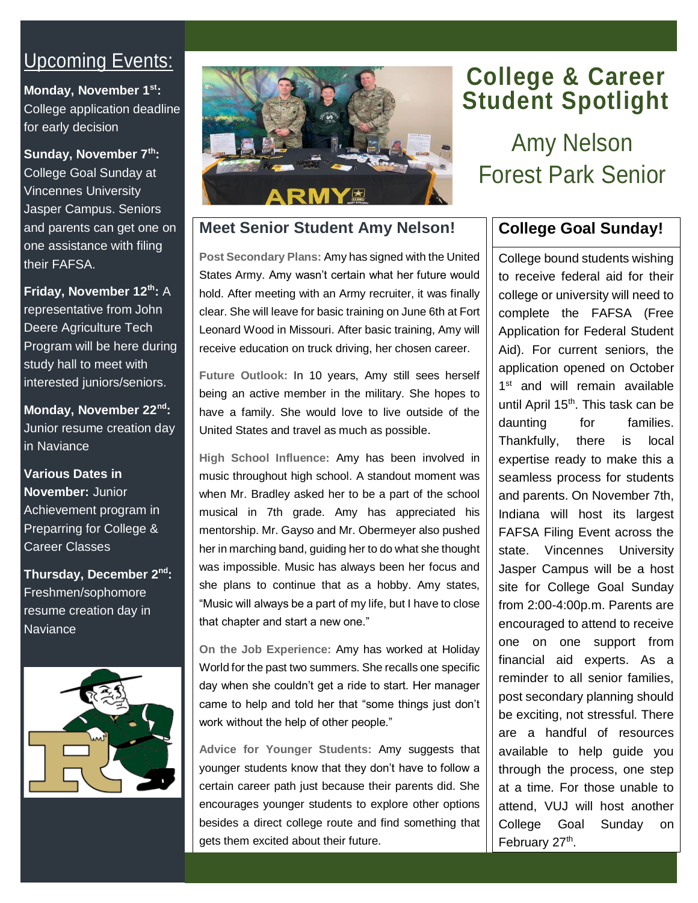## Upcoming Events:

**Monday, November 1st:** College application deadline for early decision

**Sunday, November 7th:** College Goal Sunday at Vincennes University Jasper Campus. Seniors and parents can get one on one assistance with filing their FAFSA.

**Friday, November 12th:** A representative from John Deere Agriculture Tech Program will be here during study hall to meet with interested juniors/seniors.

**Monday, November 22nd:** Junior resume creation day in Naviance

**Various Dates in November:** Junior Achievement program in Preparring for College & Career Classes

**Thursday, December 2nd:** Freshmen/sophomore resume creation day in Naviance

# College & Career Student Spotlight

## Amy Nelson
## Forest Park Senior

### Meet Senior Student Amy Nelson!

**Post Secondary Plans:** Amy has signed with the United States Army. Amy wasn't certain what her future would hold. After meeting with an Army recruiter, it was finally clear. She will leave for basic training on June 6th at Fort Leonard Wood in Missouri. After basic training, Amy will receive education on truck driving, her chosen career.

**Future Outlook:** In 10 years, Amy still sees herself being an active member in the military. She hopes to have a family. She would love to live outside of the United States and travel as much as possible.

**High School Influence:** Amy has been involved in music throughout high school. A standout moment was when Mr. Bradley asked her to be a part of the school musical in 7th grade. Amy has appreciated his mentorship. Mr. Gayso and Mr. Obermeyer also pushed her in marching band, guiding her to do what she thought was impossible. Music has always been her focus and she plans to continue that as a hobby. Amy states, "Music will always be a part of my life, but I have to close that chapter and start a new one."

**On the Job Experience:** Amy has worked at Holiday World for the past two summers. She recalls one specific day when she couldn't get a ride to start. Her manager came to help and told her that "some things just don't work without the help of other people."

**Advice for Younger Students:** Amy suggests that younger students know that they don't have to follow a certain career path just because their parents did. She encourages younger students to explore other options besides a direct college route and find something that gets them excited about their future.

### College Goal Sunday!

College bound students wishing to receive federal aid for their college or university will need to complete the FAFSA (Free Application for Federal Student Aid). For current seniors, the application opened on October 1st and will remain available until April 15th. This task can be daunting for families. Thankfully, there is local expertise ready to make this a seamless process for students and parents. On November 7th, Indiana will host its largest FAFSA Filing Event across the state. Vincennes University Jasper Campus will be a host site for College Goal Sunday from 2:00-4:00p.m. Parents are encouraged to attend to receive one on one support from financial aid experts. As a reminder to all senior families, post secondary planning should be exciting, not stressful. There are a handful of resources available to help guide you through the process, one step at a time. For those unable to attend, VUJ will host another College Goal Sunday on February 27th.